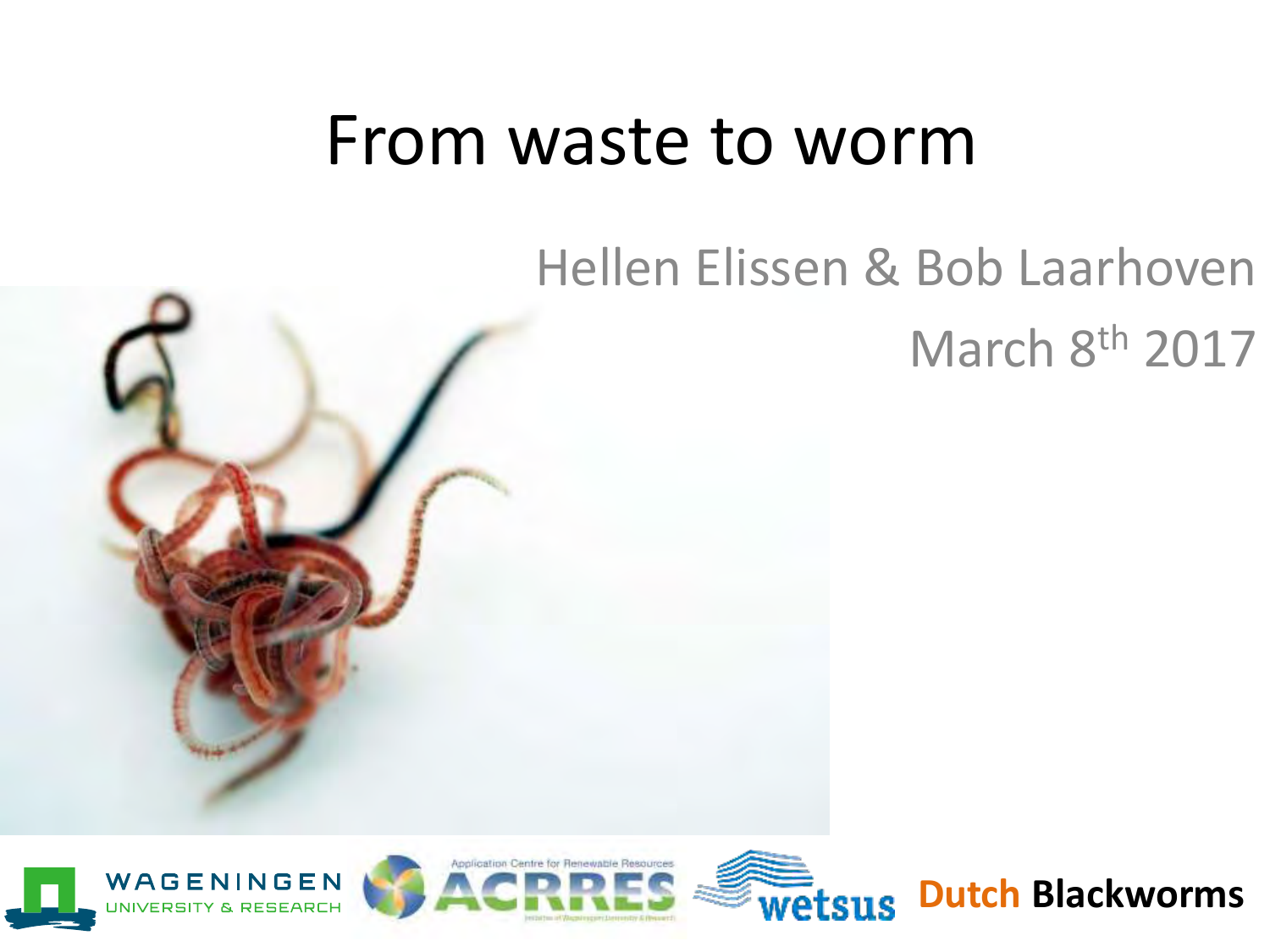# From waste to worm

Hellen Elissen & Bob Laarhoven

March 8th 2017

WAGENINGEN UNIVERSITY & RESEARCH

Application Centre for Renewable Resources ACRRES

wetsus

Dutch Blackworms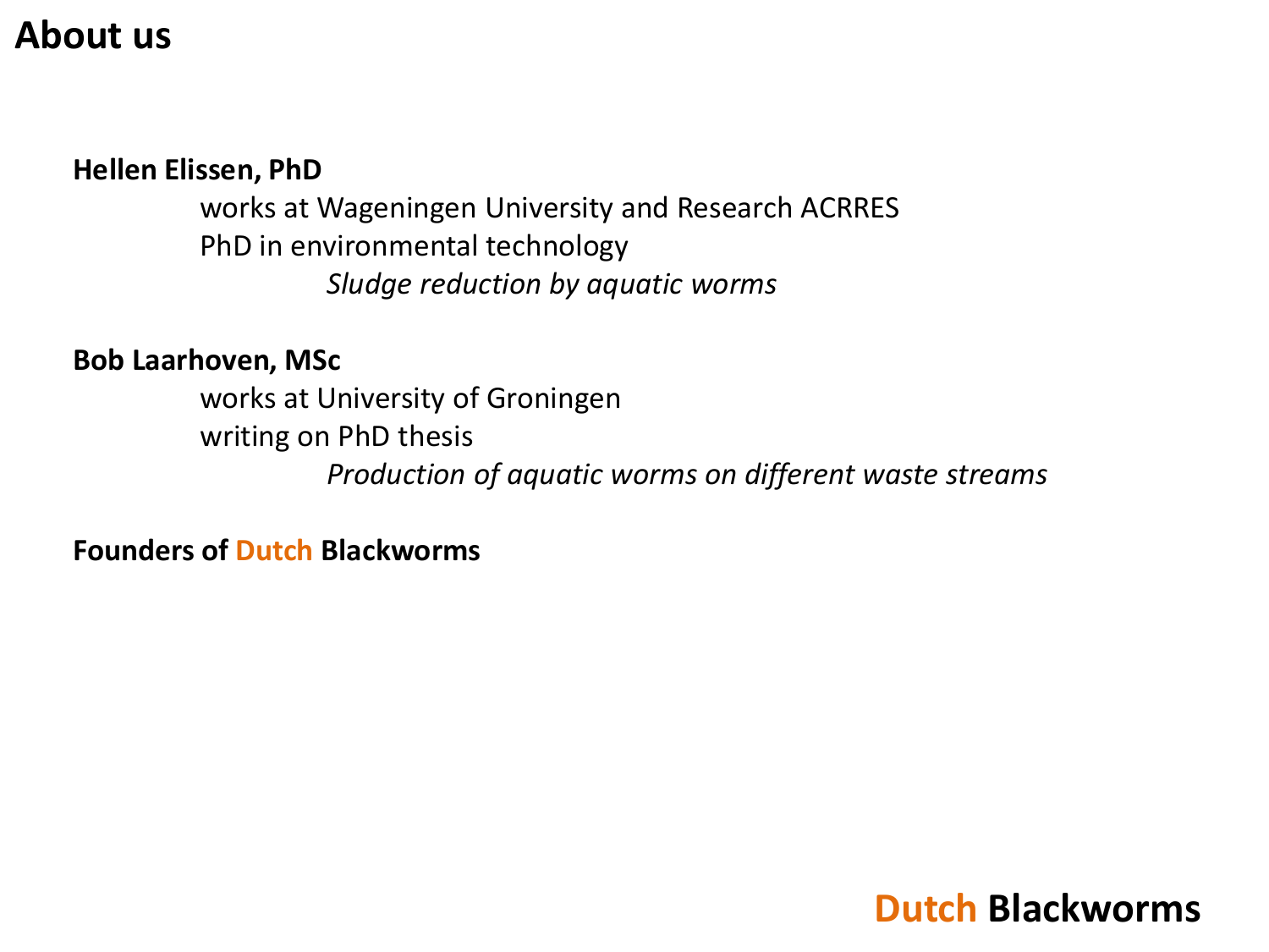# About us

**Hellen Elissen, PhD**

works at Wageningen University and Research ACRRES

PhD in environmental technology

*Sludge reduction by aquatic worms*

**Bob Laarhoven, MSc**

works at University of Groningen

writing on PhD thesis

*Production of aquatic worms on different waste streams*

**Founders of Dutch Blackworms**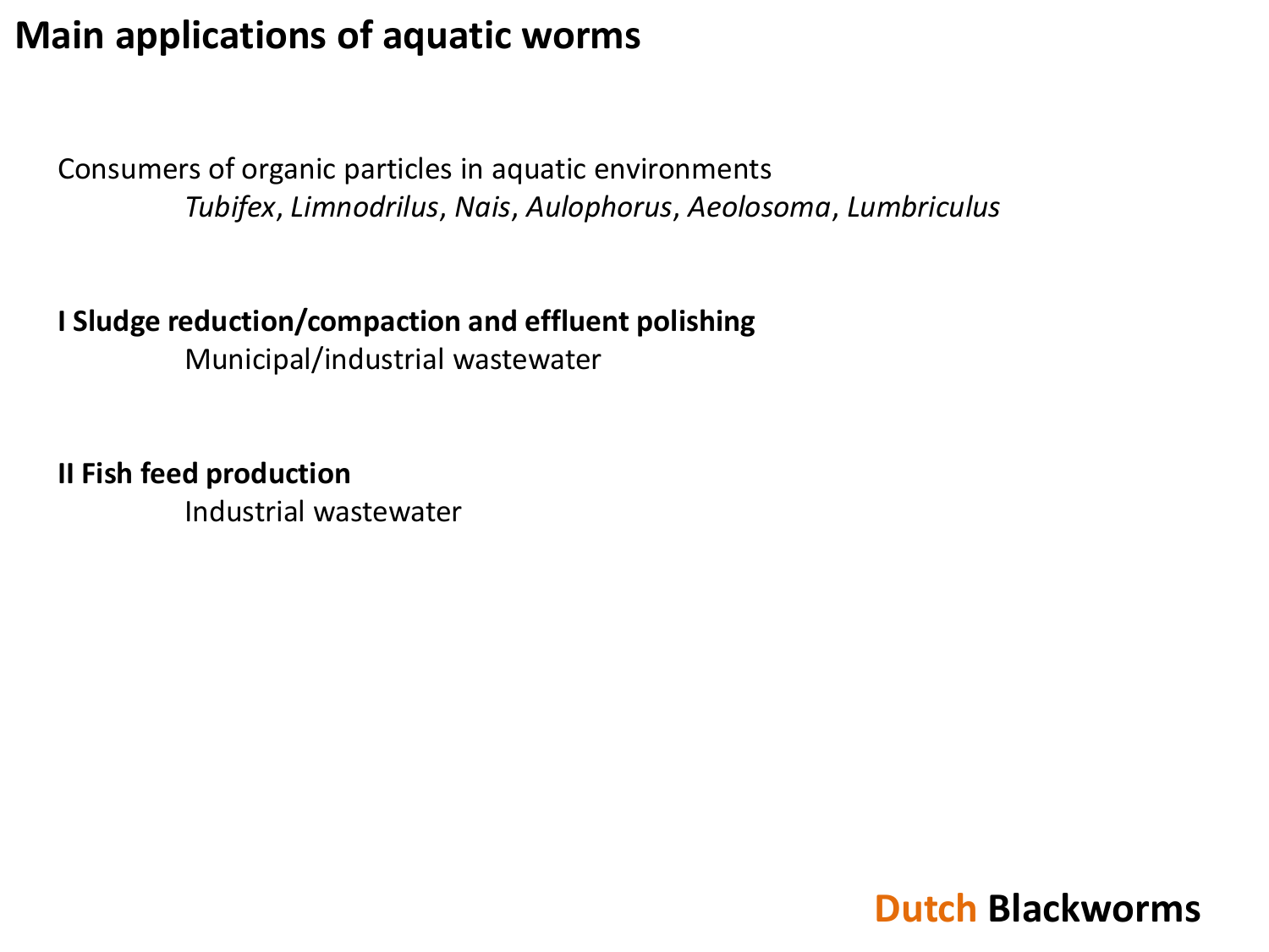# Main applications of aquatic worms

Consumers of organic particles in aquatic environments

*Tubifex*, *Limnodrilus*, *Nais*, *Aulophorus*, *Aeolosoma*, *Lumbriculus*

**I Sludge reduction/compaction and effluent polishing**

Municipal/industrial wastewater

**II Fish feed production**

Industrial wastewater

Dutch **Blackworms**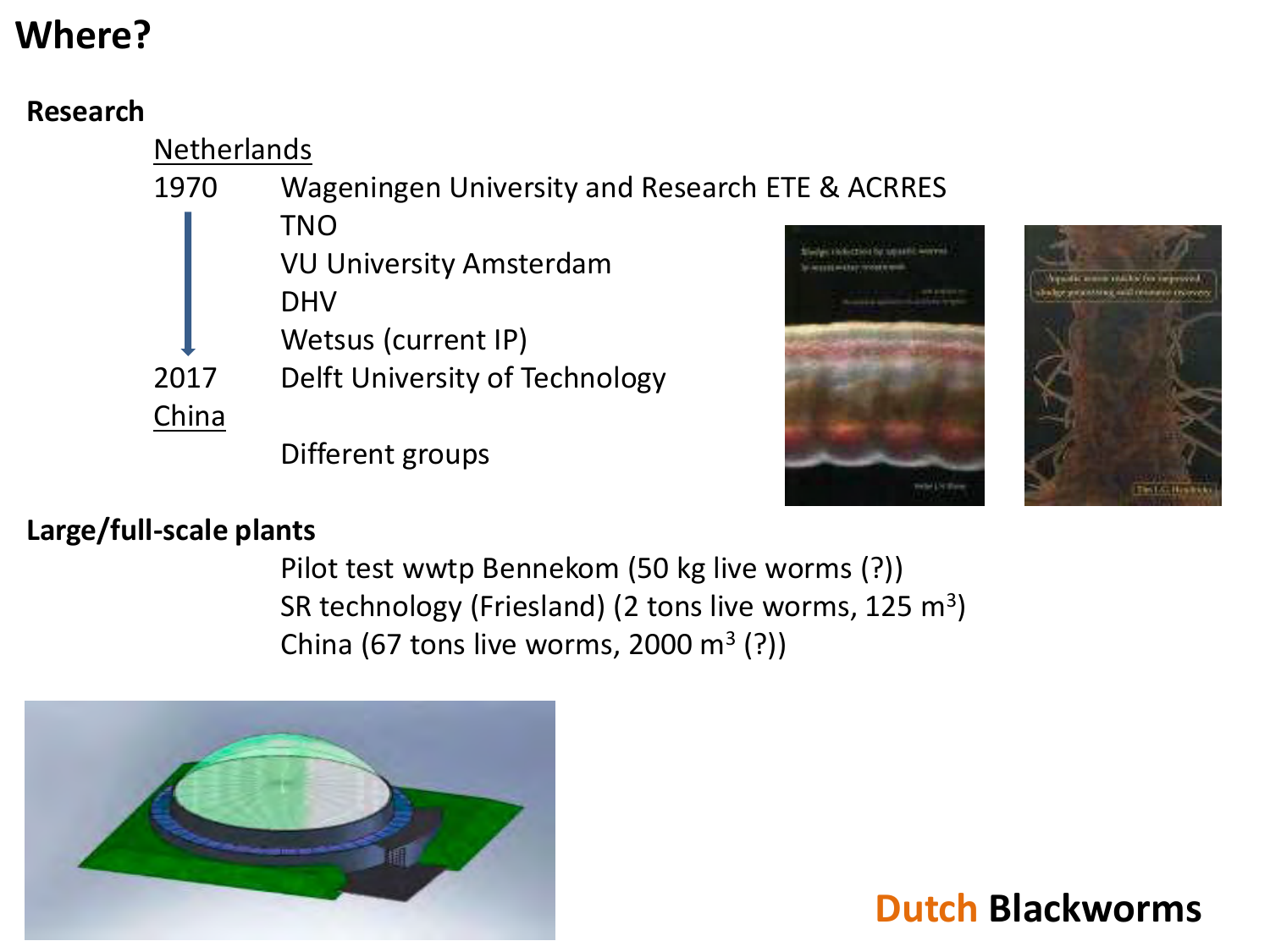# Where?

**Research**

Netherlands

1970 Wageningen University and Research ETE & ACRRES

TNO

VU University Amsterdam

DHV

Wetsus (current IP)

2017 Delft University of Technology

China

Different groups

**Large/full-scale plants**

Pilot test wwtp Bennekom (50 kg live worms (?))

SR technology (Friesland) (2 tons live worms, 125 $m^3$)

China (67 tons live worms, 2000 $m^3$ (?))

**Dutch Blackworms**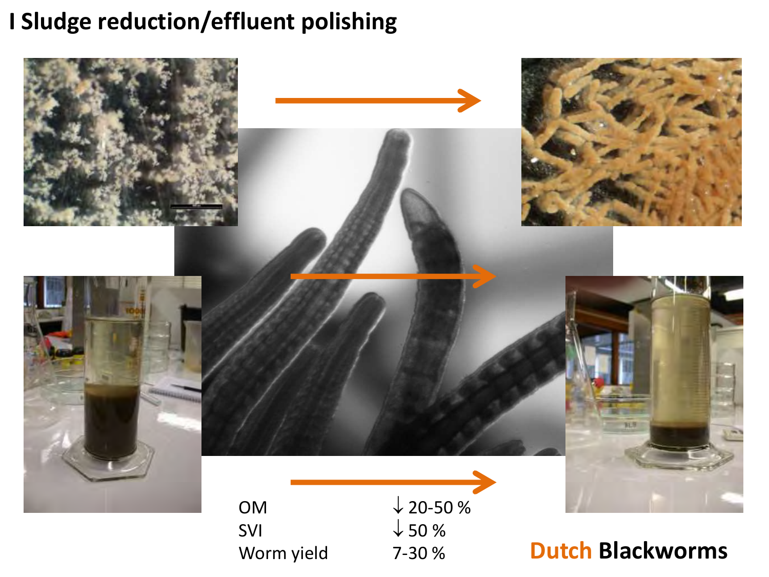# I Sludge reduction/effluent polishing

| | |
|---|---|
| OM | ↓ 20-50 % |
| SVI | ↓ 50 % |
| Worm yield | 7-30 % |

**Dutch Blackworms**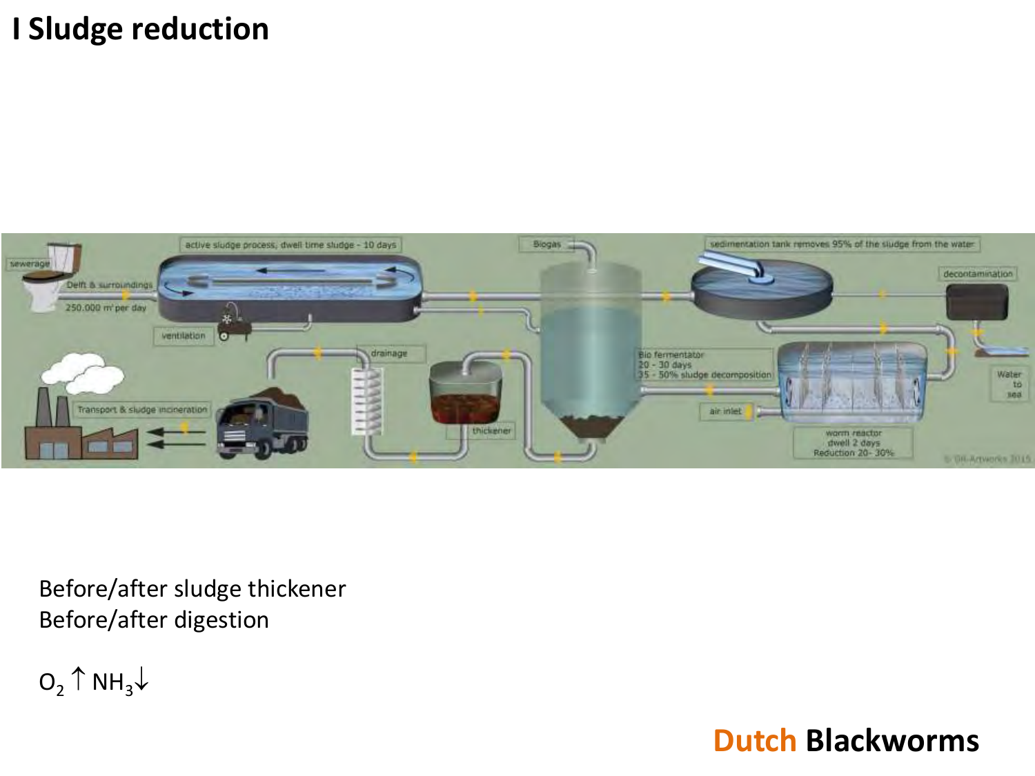# I Sludge reduction

sewerage

Delft & surroundings

250.000 m³ per day

active sludge process, dwell time sludge - 10 days

ventilation

Biogas

sedimentation tank removes 95% of the sludge from the water

decontamination

Water to sea

drainage

thickener

Bio fermentator
20 - 30 days
35 - 50% sludge decomposition

air inlet

worm reactor
dwell 2 days
Reduction 20 - 30%

Transport & sludge incineration

Before/after sludge thickener
Before/after digestion

$O_2$ ↑ $NH_3$↓

**Dutch Blackworms**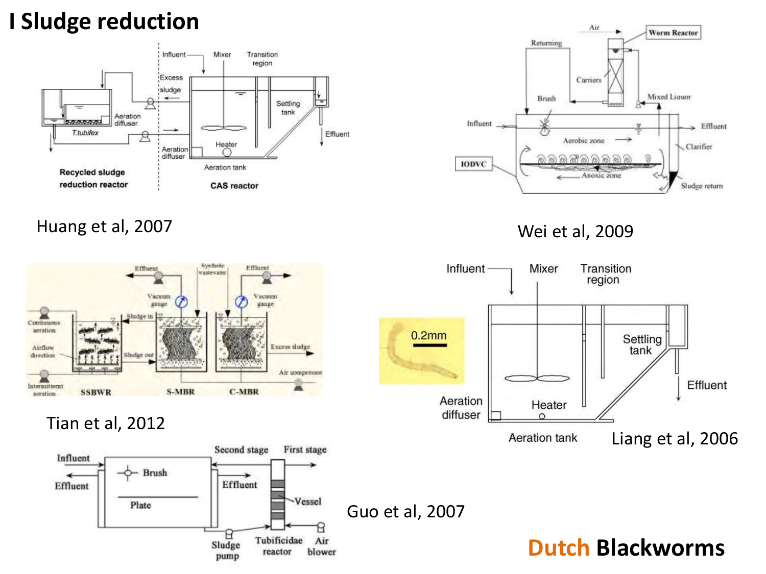# I Sludge reduction

Huang et al, 2007

Wei et al, 2009

Tian et al, 2012

Liang et al, 2006

Guo et al, 2007

**Dutch Blackworms**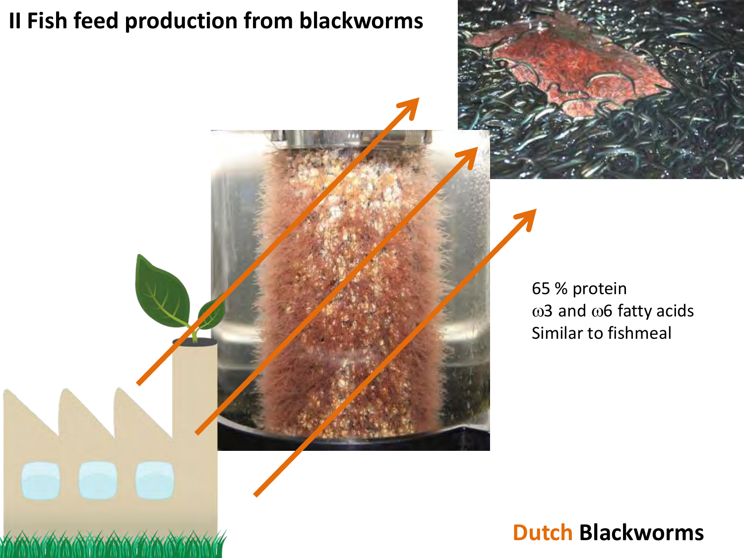# II Fish feed production from blackworms

65 % protein
ω3 and ω6 fatty acids
Similar to fishmeal

**Dutch Blackworms**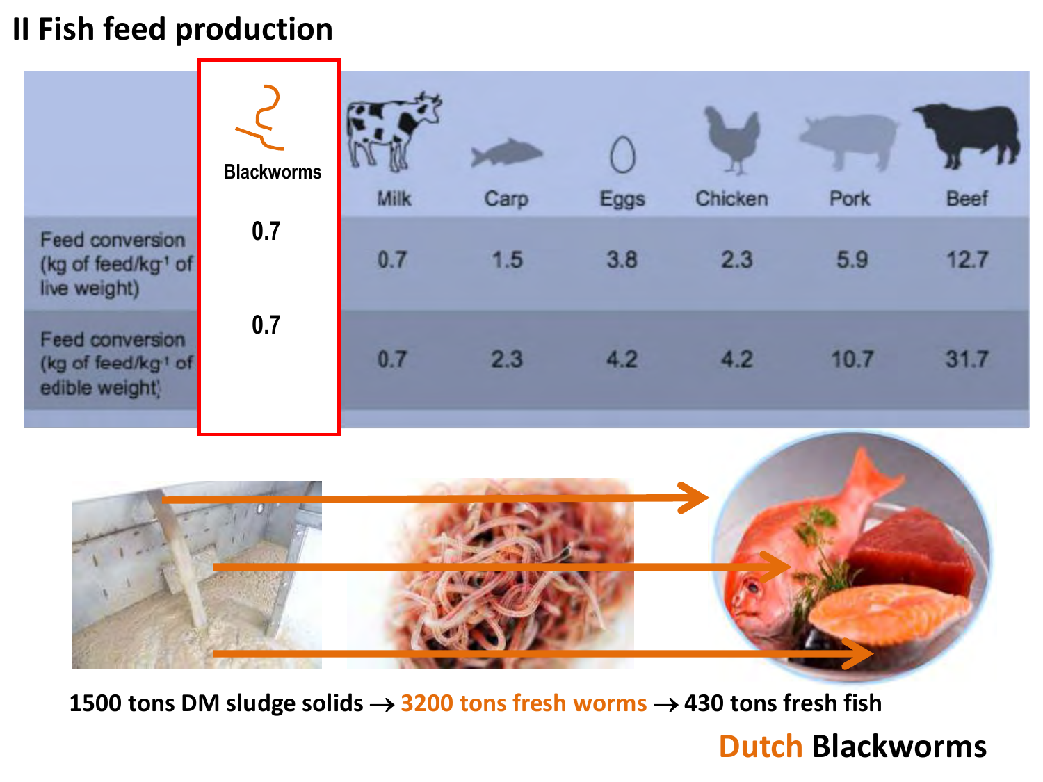## II Fish feed production

| | Blackworms | Milk | Carp | Eggs | Chicken | Pork | Beef |
|---|---|---|---|---|---|---|---|
| Feed conversion (kg of feed/kg$^{-1}$ of live weight) | 0.7 | 0.7 | 1.5 | 3.8 | 2.3 | 5.9 | 12.7 |
| Feed conversion (kg of feed/kg$^{-1}$ of edible weight) | 0.7 | 0.7 | 2.3 | 4.2 | 4.2 | 10.7 | 31.7 |

1500 tons DM sludge solids → 3200 tons fresh worms → 430 tons fresh fish

Dutch Blackworms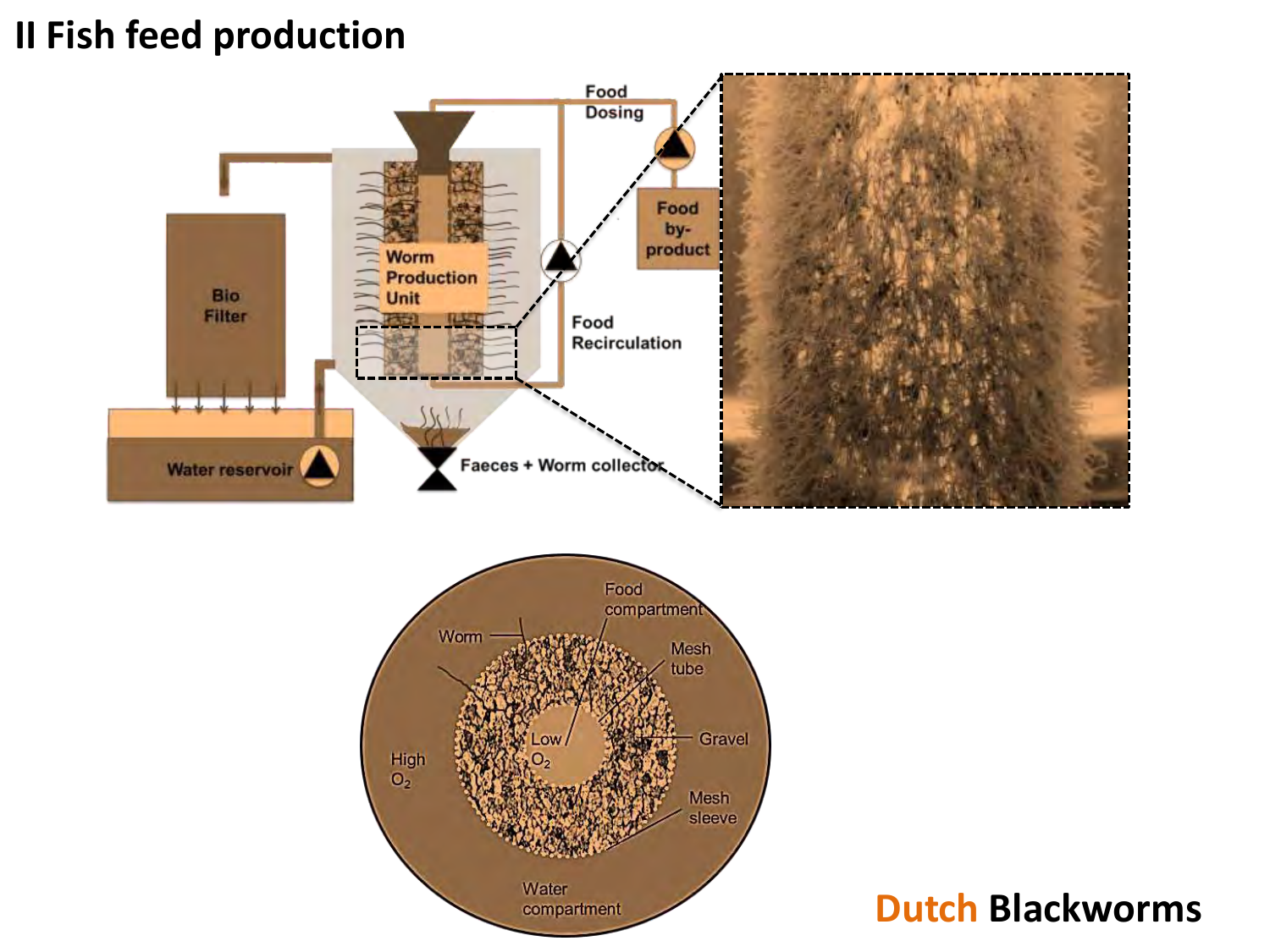## II Fish feed production

Food Dosing

Food by-product

Bio Filter

Worm Production Unit

Food Recirculation

Water reservoir

Faeces + Worm collector

Food compartment

Worm

Mesh tube

Low $O_2$

High $O_2$

Gravel

Mesh sleeve

Water compartment

Dutch Blackworms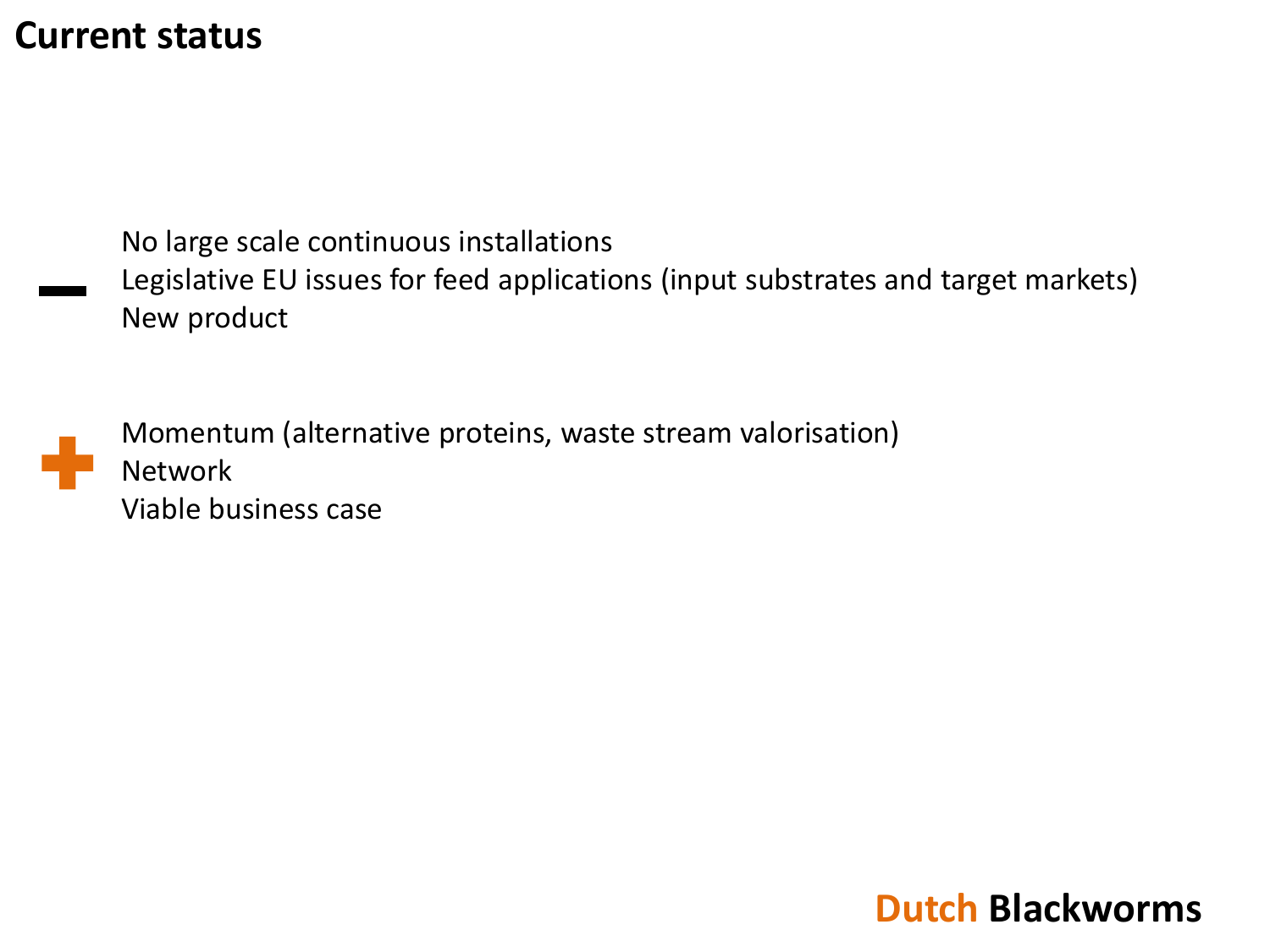# Current status

**–**

- No large scale continuous installations
- Legislative EU issues for feed applications (input substrates and target markets)
- New product

**+**

- Momentum (alternative proteins, waste stream valorisation)
- Network
- Viable business case

Dutch **Blackworms**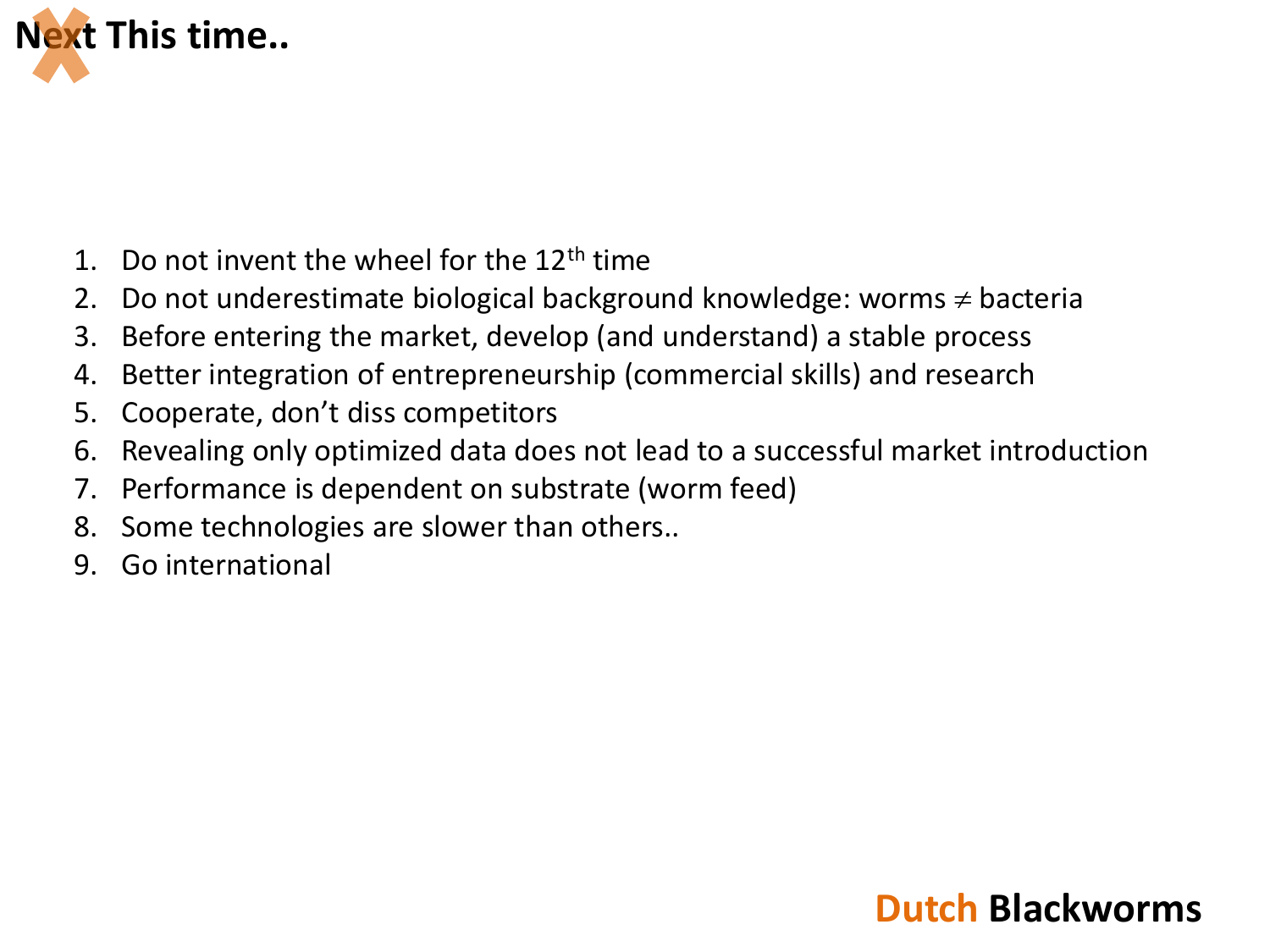# ~~Next~~ This time..

1. Do not invent the wheel for the 12$^{th}$ time
2. Do not underestimate biological background knowledge: worms $\neq$ bacteria
3. Before entering the market, develop (and understand) a stable process
4. Better integration of entrepreneurship (commercial skills) and research
5. Cooperate, don't diss competitors
6. Revealing only optimized data does not lead to a successful market introduction
7. Performance is dependent on substrate (worm feed)
8. Some technologies are slower than others..
9. Go international

**Dutch Blackworms**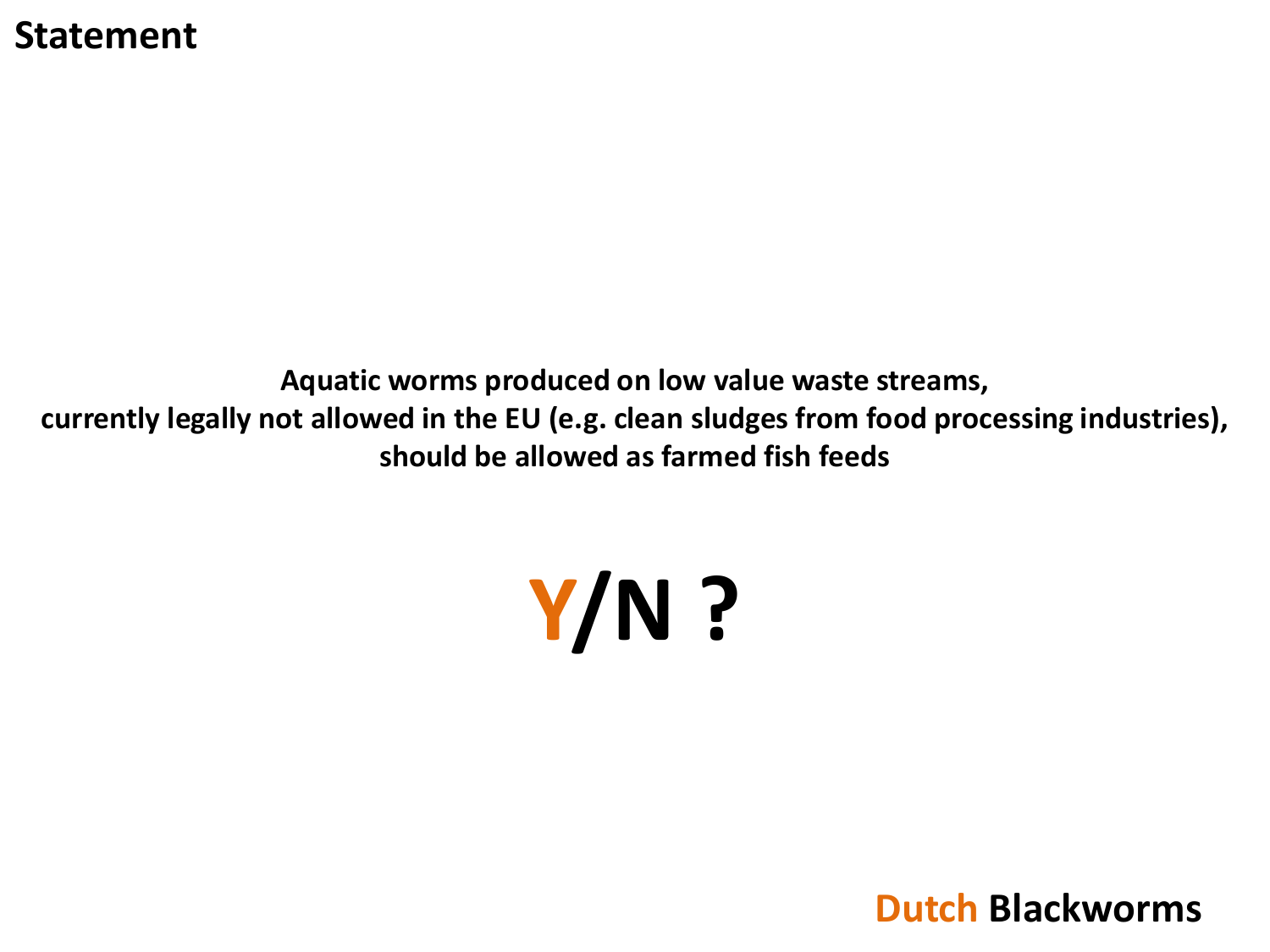## Statement

**Aquatic worms produced on low value waste streams, currently legally not allowed in the EU (e.g. clean sludges from food processing industries), should be allowed as farmed fish feeds**

# Y/N ?

**Dutch Blackworms**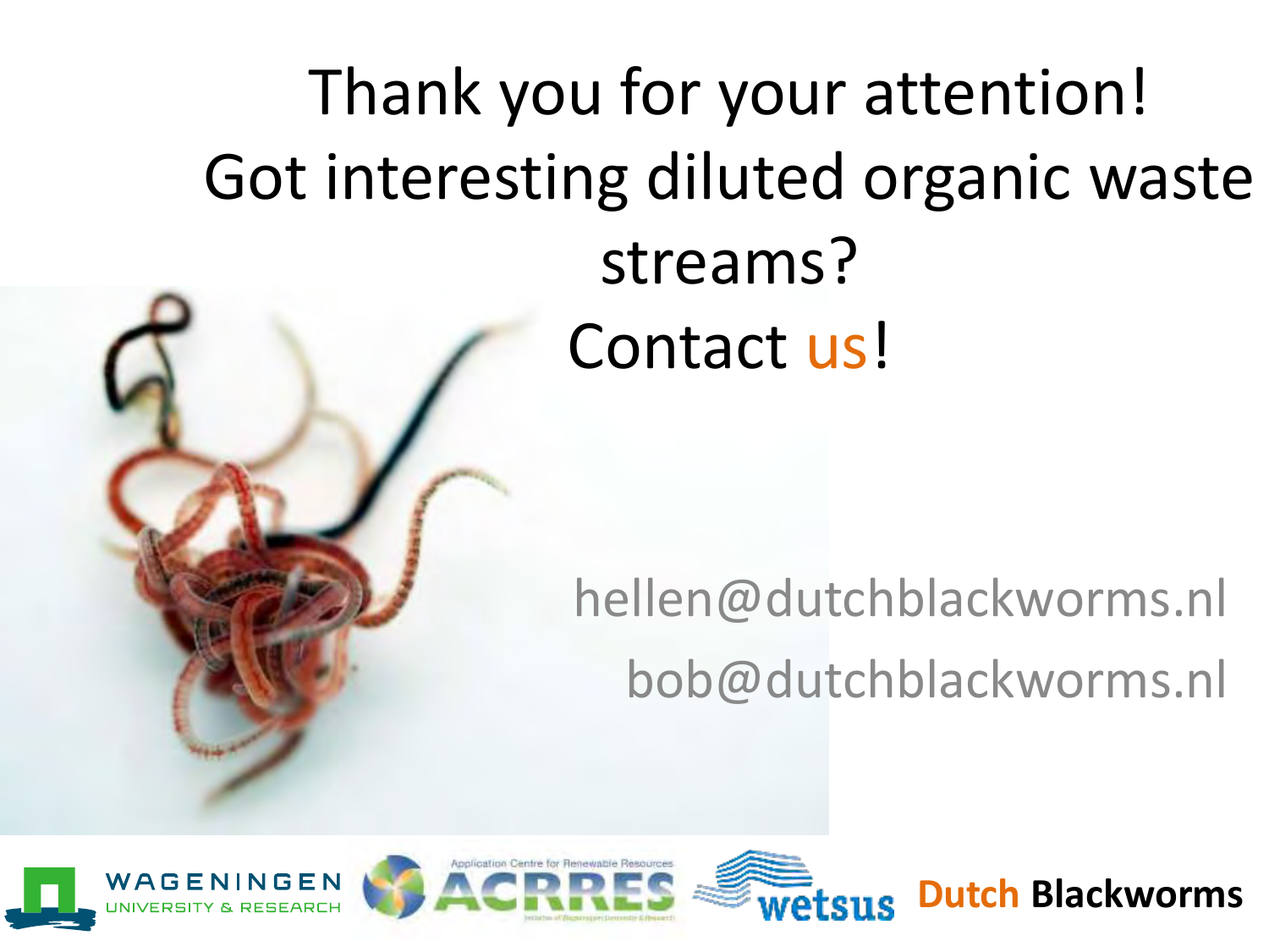# Thank you for your attention!

# Got interesting diluted organic waste streams?

# Contact us!

hellen@dutchblackworms.nl

bob@dutchblackworms.nl

WAGENINGEN UNIVERSITY & RESEARCH

Application Centre for Renewable Resources ACRRES

wetsus

Dutch Blackworms